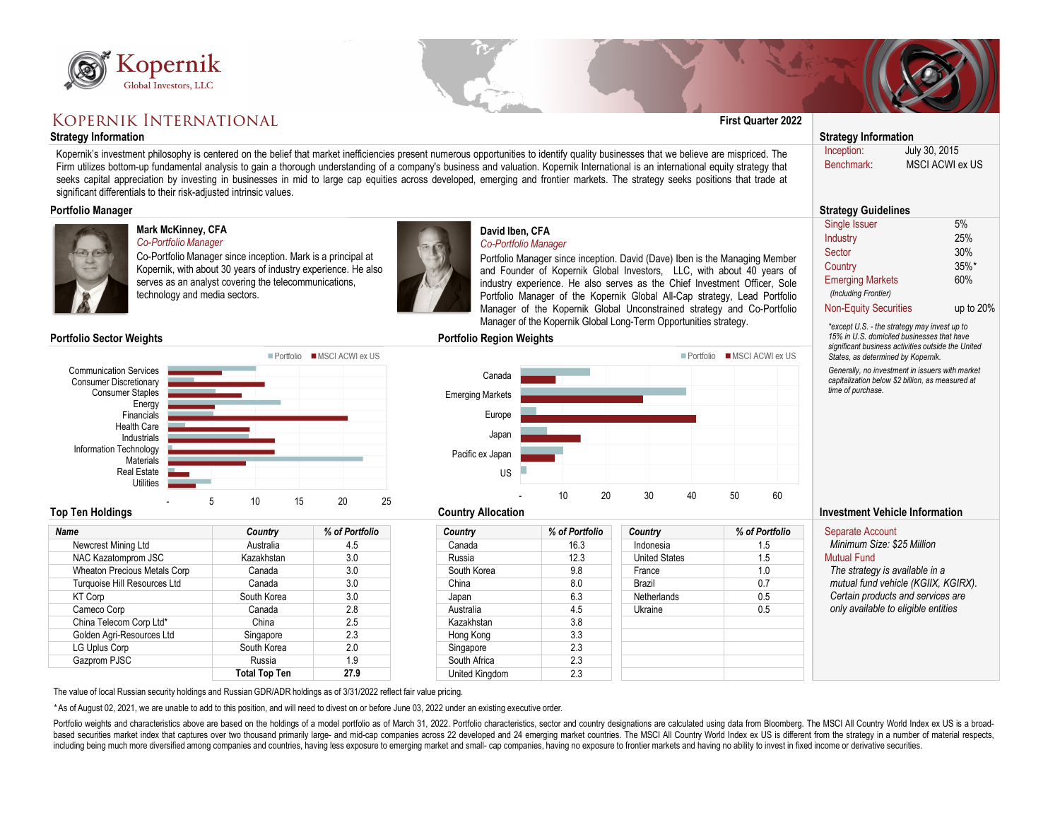Kopernik Global Investors, LLC

# Kopernik International

**First Quarter 2022**

## Strategy Information

Kopernik's investment philosophy is centered on the belief that market inefficiencies present numerous opportunities to identify quality businesses that we believe are mispriced. The Firm utilizes bottom-up fundamental analysis to gain a thorough understanding of a company's business and valuation. Kopernik International is an international equity strategy that seeks capital appreciation by investing in businesses in mid to large cap equities across developed, emerging and frontier markets. The strategy seeks positions that trade at significant differentials to their risk-adjusted intrinsic values.

## Portfolio Manager

**Mark McKinney, CFA**
*Co-Portfolio Manager*
Co-Portfolio Manager since inception. Mark is a principal at Kopernik, with about 30 years of industry experience. He also serves as an analyst covering the telecommunications, technology and media sectors.

**David Iben, CFA**
*Co-Portfolio Manager*
Portfolio Manager since inception. David (Dave) Iben is the Managing Member and Founder of Kopernik Global Investors, LLC, with about 40 years of industry experience. He also serves as the Chief Investment Officer, Sole Portfolio Manager of the Kopernik Global All-Cap strategy, Lead Portfolio Manager of the Kopernik Global Unconstrained strategy and Co-Portfolio Manager of the Kopernik Global Long-Term Opportunities strategy.

## Portfolio Sector Weights

Legend: Portfolio, MSCI ACWI ex US

Sectors: Communication Services, Consumer Discretionary, Consumer Staples, Energy, Financials, Health Care, Industrials, Information Technology, Materials, Real Estate, Utilities

Axis: -, 5, 10, 15, 20, 25

## Portfolio Region Weights

Legend: Portfolio, MSCI ACWI ex US

Regions: Canada, Emerging Markets, Europe, Japan, Pacific ex Japan, US

Axis: -, 10, 20, 30, 40, 50, 60

## Top Ten Holdings

| Name | Country | % of Portfolio |
|---|---|---|
| Newcrest Mining Ltd | Australia | 4.5 |
| NAC Kazatomprom JSC | Kazakhstan | 3.0 |
| Wheaton Precious Metals Corp | Canada | 3.0 |
| Turquoise Hill Resources Ltd | Canada | 3.0 |
| KT Corp | South Korea | 3.0 |
| Cameco Corp | Canada | 2.8 |
| China Telecom Corp Ltd* | China | 2.5 |
| Golden Agri-Resources Ltd | Singapore | 2.3 |
| LG Uplus Corp | South Korea | 2.0 |
| Gazprom PJSC | Russia | 1.9 |
| | **Total Top Ten** | **27.9** |

## Country Allocation

| Country | % of Portfolio | Country | % of Portfolio |
|---|---|---|---|
| Canada | 16.3 | Indonesia | 1.5 |
| Russia | 12.3 | United States | 1.5 |
| South Korea | 9.8 | France | 1.0 |
| China | 8.0 | Brazil | 0.7 |
| Japan | 6.3 | Netherlands | 0.5 |
| Australia | 4.5 | Ukraine | 0.5 |
| Kazakhstan | 3.8 | | |
| Hong Kong | 3.3 | | |
| Singapore | 2.3 | | |
| South Africa | 2.3 | | |
| United Kingdom | 2.3 | | |

## Strategy Information

| | |
|---|---|
| Inception: | July 30, 2015 |
| Benchmark: | MSCI ACWI ex US |

## Strategy Guidelines

| | |
|---|---|
| Single Issuer | 5% |
| Industry | 25% |
| Sector | 30% |
| Country | 35%* |
| Emerging Markets *(Including Frontier)* | 60% |
| Non-Equity Securities | up to 20% |

*\*except U.S. - the strategy may invest up to 15% in U.S. domiciled businesses that have significant business activities outside the United States, as determined by Kopernik.*

*Generally, no investment in issuers with market capitalization below $2 billion, as measured at time of purchase.*

## Investment Vehicle Information

**Separate Account**
*Minimum Size: $25 Million*

**Mutual Fund**
*The strategy is available in a mutual fund vehicle (KGIIX, KGIRX). Certain products and services are only available to eligible entities*

The value of local Russian security holdings and Russian GDR/ADR holdings as of 3/31/2022 reflect fair value pricing.

*As of August 02, 2021, we are unable to add to this position, and will need to divest on or before June 03, 2022 under an existing executive order.

Portfolio weights and characteristics above are based on the holdings of a model portfolio as of March 31, 2022. Portfolio characteristics, sector and country designations are calculated using data from Bloomberg. The MSCI All Country World Index ex US is a broad-based securities market index that captures over two thousand primarily large- and mid-cap companies across 22 developed and 24 emerging market countries. The MSCI All Country World Index ex US is different from the strategy in a number of material respects, including being much more diversified among companies and countries, having less exposure to emerging market and small- cap companies, having no exposure to frontier markets and having no ability to invest in fixed income or derivative securities.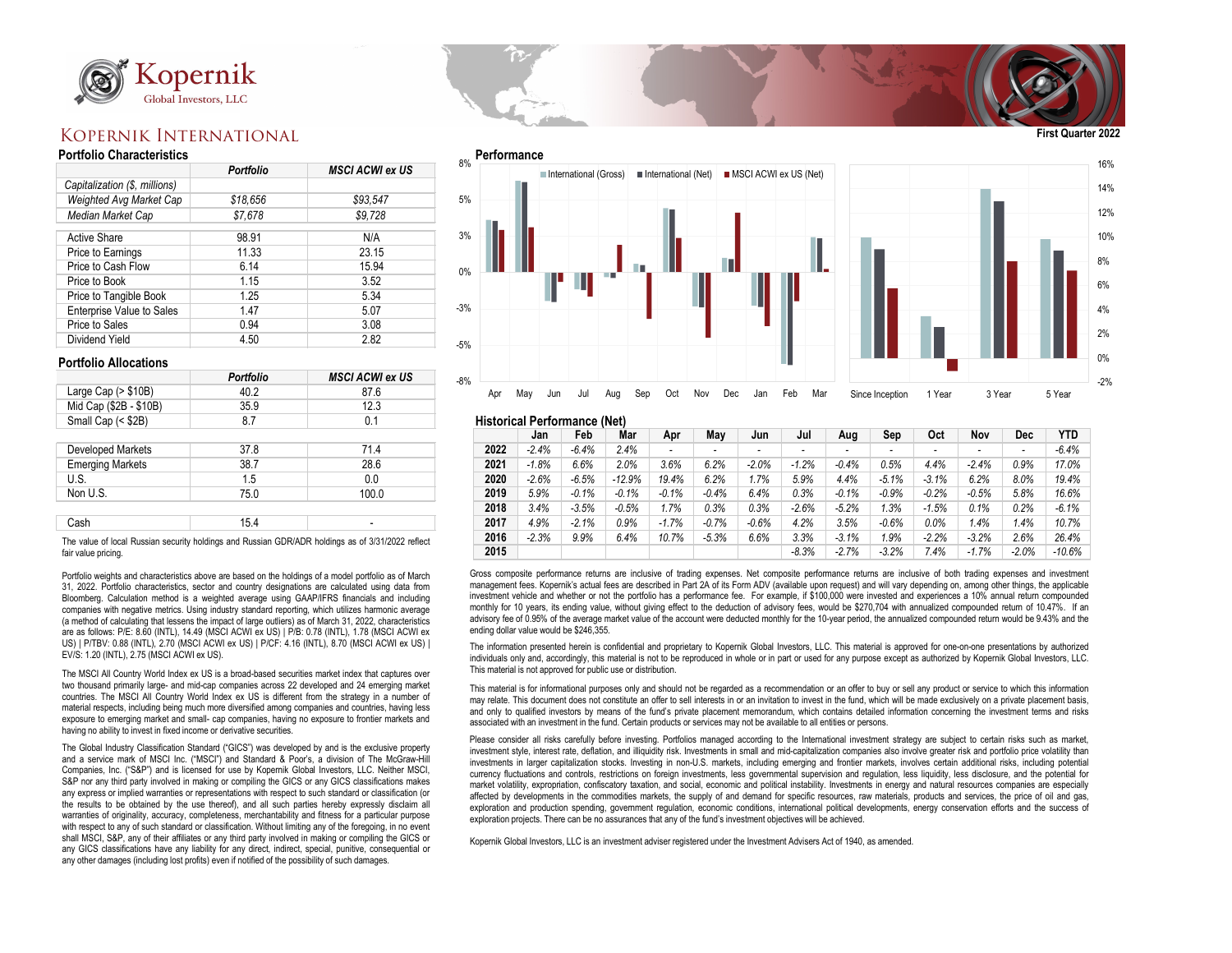# Kopernik International

**First Quarter 2022**

## Portfolio Characteristics

| | Portfolio | MSCI ACWI ex US |
|---|---|---|
| *Capitalization ($, millions)* | | |
| *Weighted Avg Market Cap* | *$18,656* | *$93,547* |
| *Median Market Cap* | *$7,678* | *$9,728* |

| | | |
|---|---|---|
| Active Share | 98.91 | N/A |
| Price to Earnings | 11.33 | 23.15 |
| Price to Cash Flow | 6.14 | 15.94 |
| Price to Book | 1.15 | 3.52 |
| Price to Tangible Book | 1.25 | 5.34 |
| Enterprise Value to Sales | 1.47 | 5.07 |
| Price to Sales | 0.94 | 3.08 |
| Dividend Yield | 4.50 | 2.82 |

## Portfolio Allocations

| | Portfolio | MSCI ACWI ex US |
|---|---|---|
| Large Cap (> $10B) | 40.2 | 87.6 |
| Mid Cap ($2B - $10B) | 35.9 | 12.3 |
| Small Cap (< $2B) | 8.7 | 0.1 |

| | | |
|---|---|---|
| Developed Markets | 37.8 | 71.4 |
| Emerging Markets | 38.7 | 28.6 |
| U.S. | 1.5 | 0.0 |
| Non U.S. | 75.0 | 100.0 |

| | | |
|---|---|---|
| Cash | 15.4 | - |

The value of local Russian security holdings and Russian GDR/ADR holdings as of 3/31/2022 reflect fair value pricing.

Portfolio weights and characteristics above are based on the holdings of a model portfolio as of March 31, 2022. Portfolio characteristics, sector and country designations are calculated using data from Bloomberg. Calculation method is a weighted average using GAAP/IFRS financials and including companies with negative metrics. Using industry standard reporting, which utilizes harmonic average (a method of calculating that lessens the impact of large outliers) as of March 31, 2022, characteristics are as follows: P/E: 8.60 (INTL), 14.49 (MSCI ACWI ex US) | P/B: 0.78 (INTL), 1.78 (MSCI ACWI ex US) | P/TBV: 0.88 (INTL), 2.70 (MSCI ACWI ex US) | P/CF: 4.16 (INTL), 8.70 (MSCI ACWI ex US) | EV/S: 1.20 (INTL), 2.75 (MSCI ACWI ex US).

The MSCI All Country World Index ex US is a broad-based securities market index that captures over two thousand primarily large- and mid-cap companies across 22 developed and 24 emerging market countries. The MSCI All Country World Index ex US is different from the strategy in a number of material respects, including being much more diversified among companies and countries, having less exposure to emerging market and small- cap companies, having no exposure to frontier markets and having no ability to invest in fixed income or derivative securities.

The Global Industry Classification Standard ("GICS") was developed by and is the exclusive property and a service mark of MSCI Inc. ("MSCI") and Standard & Poor's, a division of The McGraw-Hill Companies, Inc. ("S&P") and is licensed for use by Kopernik Global Investors, LLC. Neither MSCI, S&P nor any third party involved in making or compiling the GICS or any GICS classifications makes any express or implied warranties or representations with respect to such standard or classification (or the results to be obtained by the use thereof), and all such parties hereby expressly disclaim all warranties of originality, accuracy, completeness, merchantability and fitness for a particular purpose with respect to any of such standard or classification. Without limiting any of the foregoing, in no event shall MSCI, S&P, any of their affiliates or any third party involved in making or compiling the GICS or any GICS classifications have any liability for any direct, indirect, special, punitive, consequential or any other damages (including lost profits) even if notified of the possibility of such damages.

## Performance

International (Gross) · International (Net) · MSCI ACWI ex US (Net)

8% 5% 3% 0% -3% -5% -8%

Apr May Jun Jul Aug Sep Oct Nov Dec Jan Feb Mar

16% 14% 12% 10% 8% 6% 4% 2% 0% -2%

Since Inception 1 Year 3 Year 5 Year

## Historical Performance (Net)

| | Jan | Feb | Mar | Apr | May | Jun | Jul | Aug | Sep | Oct | Nov | Dec | YTD |
|---|---|---|---|---|---|---|---|---|---|---|---|---|---|
| **2022** | -2.4% | -6.4% | 2.4% | - | - | - | - | - | - | - | - | - | -6.4% |
| **2021** | -1.8% | 6.6% | 2.0% | 3.6% | 6.2% | -2.0% | -1.2% | -0.4% | 0.5% | 4.4% | -2.4% | 0.9% | 17.0% |
| **2020** | -2.6% | -6.5% | -12.9% | 19.4% | 6.2% | 1.7% | 5.9% | 4.4% | -5.1% | -3.1% | 6.2% | 8.0% | 19.4% |
| **2019** | 5.9% | -0.1% | -0.1% | -0.1% | -0.4% | 6.4% | 0.3% | -0.1% | -0.9% | -0.2% | -0.5% | 5.8% | 16.6% |
| **2018** | 3.4% | -3.5% | -0.5% | 1.7% | 0.3% | 0.3% | -2.6% | -5.2% | 1.3% | -1.5% | 0.1% | 0.2% | -6.1% |
| **2017** | 4.9% | -2.1% | 0.9% | -1.7% | -0.7% | -0.6% | 4.2% | 3.5% | -0.6% | 0.0% | 1.4% | 1.4% | 10.7% |
| **2016** | -2.3% | 9.9% | 6.4% | 10.7% | -5.3% | 6.6% | 3.3% | -3.1% | 1.9% | -2.2% | -3.2% | 2.6% | 26.4% |
| **2015** | | | | | | | -8.3% | -2.7% | -3.2% | 7.4% | -1.7% | -2.0% | -10.6% |

Gross composite performance returns are inclusive of trading expenses. Net composite performance returns are inclusive of both trading expenses and investment management fees. Kopernik's actual fees are described in Part 2A of its Form ADV (available upon request) and will vary depending on, among other things, the applicable investment vehicle and whether or not the portfolio has a performance fee. For example, if $100,000 were invested and experiences a 10% annual return compounded monthly for 10 years, its ending value, without giving effect to the deduction of advisory fees, would be $270,704 with annualized compounded return of 10.47%. If an advisory fee of 0.95% of the average market value of the account were deducted monthly for the 10-year period, the annualized compounded return would be 9.43% and the ending dollar value would be $246,355.

The information presented herein is confidential and proprietary to Kopernik Global Investors, LLC. This material is approved for one-on-one presentations by authorized individuals only and, accordingly, this material is not to be reproduced in whole or in part or used for any purpose except as authorized by Kopernik Global Investors, LLC. This material is not approved for public use or distribution.

This material is for informational purposes only and should not be regarded as a recommendation or an offer to buy or sell any product or service to which this information may relate. This document does not constitute an offer to sell interests in or an invitation to invest in the fund, which will be made exclusively on a private placement basis, and only to qualified investors by means of the fund's private placement memorandum, which contains detailed information concerning the investment terms and risks associated with an investment in the fund. Certain products or services may not be available to all entities or persons.

Please consider all risks carefully before investing. Portfolios managed according to the International investment strategy are subject to certain risks such as market, investment style, interest rate, deflation, and illiquidity risk. Investments in small and mid-capitalization companies also involve greater risk and portfolio price volatility than investments in larger capitalization stocks. Investing in non-U.S. markets, including emerging and frontier markets, involves certain additional risks, including potential currency fluctuations and controls, restrictions on foreign investments, less governmental supervision and regulation, less liquidity, less disclosure, and the potential for market volatility, expropriation, confiscatory taxation, and social, economic and political instability. Investments in energy and natural resources companies are especially affected by developments in the commodities markets, the supply of and demand for specific resources, raw materials, products and services, the price of oil and gas, exploration and production spending, government regulation, economic conditions, international political developments, energy conservation efforts and the success of exploration projects. There can be no assurances that any of the fund's investment objectives will be achieved.

Kopernik Global Investors, LLC is an investment adviser registered under the Investment Advisers Act of 1940, as amended.